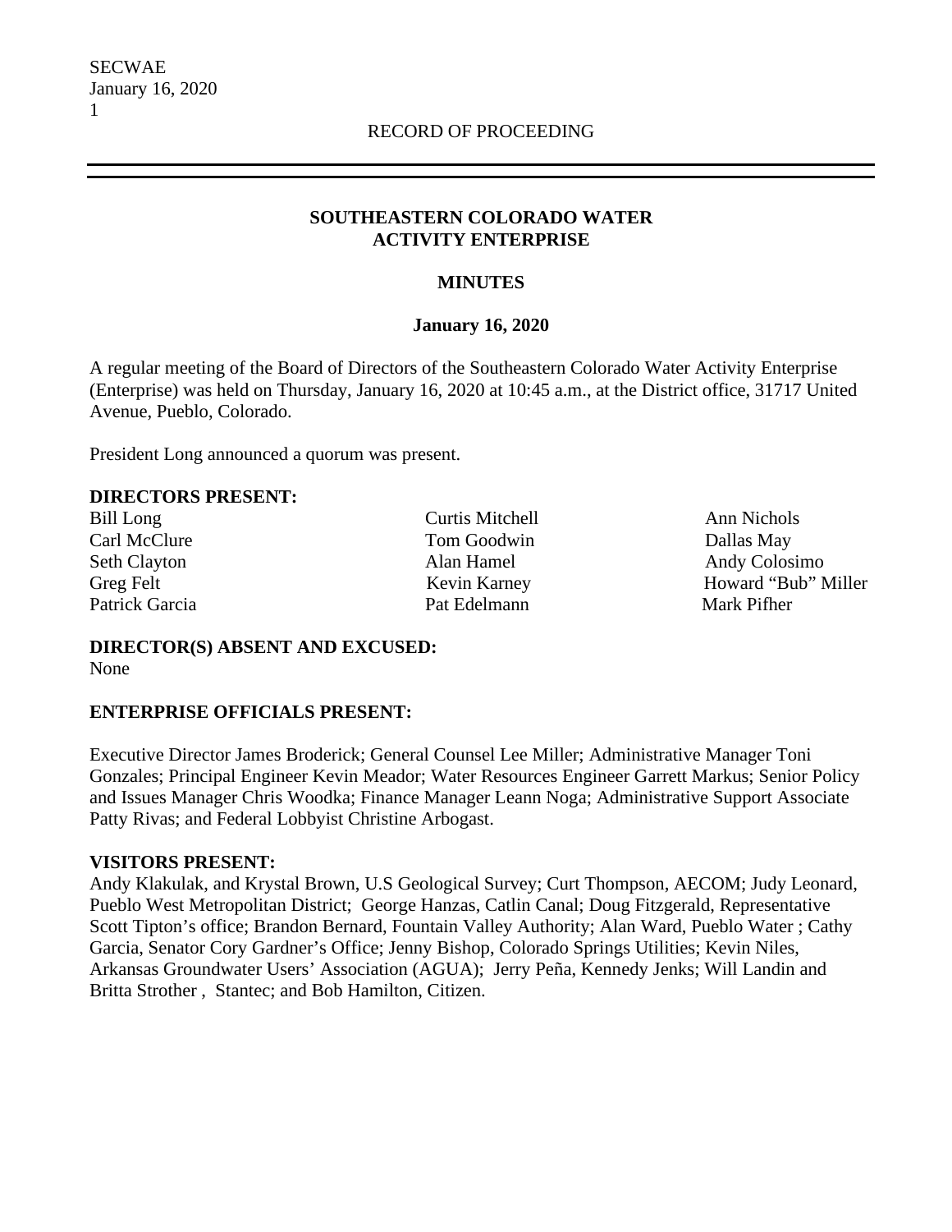RECORD OF PROCEEDING

# SOUTHEASTERN COLORADO WATER ACTIVITY ENTERPRISE

## MINUTES

**January 16, 2020**

A regular meeting of the Board of Directors of the Southeastern Colorado Water Activity Enterprise (Enterprise) was held on Thursday, January 16, 2020 at 10:45 a.m., at the District office, 31717 United Avenue, Pueblo, Colorado.

President Long announced a quorum was present.

**DIRECTORS PRESENT:**

Bill Long
Carl McClure
Seth Clayton
Greg Felt
Patrick Garcia
Curtis Mitchell
Tom Goodwin
Alan Hamel
Kevin Karney
Pat Edelmann
Ann Nichols
Dallas May
Andy Colosimo
Howard "Bub" Miller
Mark Pifher

**DIRECTOR(S) ABSENT AND EXCUSED:**
None

**ENTERPRISE OFFICIALS PRESENT:**

Executive Director James Broderick; General Counsel Lee Miller; Administrative Manager Toni Gonzales; Principal Engineer Kevin Meador; Water Resources Engineer Garrett Markus; Senior Policy and Issues Manager Chris Woodka; Finance Manager Leann Noga; Administrative Support Associate Patty Rivas; and Federal Lobbyist Christine Arbogast.

**VISITORS PRESENT:**
Andy Klakulak, and Krystal Brown, U.S Geological Survey; Curt Thompson, AECOM; Judy Leonard, Pueblo West Metropolitan District; George Hanzas, Catlin Canal; Doug Fitzgerald, Representative Scott Tipton's office; Brandon Bernard, Fountain Valley Authority; Alan Ward, Pueblo Water ; Cathy Garcia, Senator Cory Gardner's Office; Jenny Bishop, Colorado Springs Utilities; Kevin Niles, Arkansas Groundwater Users' Association (AGUA); Jerry Peña, Kennedy Jenks; Will Landin and Britta Strother , Stantec; and Bob Hamilton, Citizen.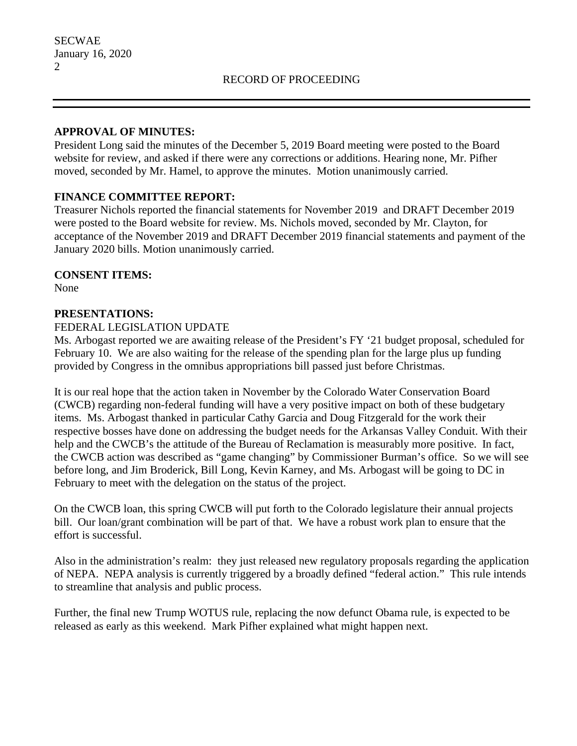**APPROVAL OF MINUTES:**

President Long said the minutes of the December 5, 2019 Board meeting were posted to the Board website for review, and asked if there were any corrections or additions. Hearing none, Mr. Pifher moved, seconded by Mr. Hamel, to approve the minutes. Motion unanimously carried.

**FINANCE COMMITTEE REPORT:**

Treasurer Nichols reported the financial statements for November 2019 and DRAFT December 2019 were posted to the Board website for review. Ms. Nichols moved, seconded by Mr. Clayton, for acceptance of the November 2019 and DRAFT December 2019 financial statements and payment of the January 2020 bills. Motion unanimously carried.

**CONSENT ITEMS:**

None

**PRESENTATIONS:**

FEDERAL LEGISLATION UPDATE

Ms. Arbogast reported we are awaiting release of the President's FY '21 budget proposal, scheduled for February 10. We are also waiting for the release of the spending plan for the large plus up funding provided by Congress in the omnibus appropriations bill passed just before Christmas.

It is our real hope that the action taken in November by the Colorado Water Conservation Board (CWCB) regarding non-federal funding will have a very positive impact on both of these budgetary items. Ms. Arbogast thanked in particular Cathy Garcia and Doug Fitzgerald for the work their respective bosses have done on addressing the budget needs for the Arkansas Valley Conduit. With their help and the CWCB's the attitude of the Bureau of Reclamation is measurably more positive. In fact, the CWCB action was described as "game changing" by Commissioner Burman's office. So we will see before long, and Jim Broderick, Bill Long, Kevin Karney, and Ms. Arbogast will be going to DC in February to meet with the delegation on the status of the project.

On the CWCB loan, this spring CWCB will put forth to the Colorado legislature their annual projects bill. Our loan/grant combination will be part of that. We have a robust work plan to ensure that the effort is successful.

Also in the administration's realm: they just released new regulatory proposals regarding the application of NEPA. NEPA analysis is currently triggered by a broadly defined "federal action." This rule intends to streamline that analysis and public process.

Further, the final new Trump WOTUS rule, replacing the now defunct Obama rule, is expected to be released as early as this weekend. Mark Pifher explained what might happen next.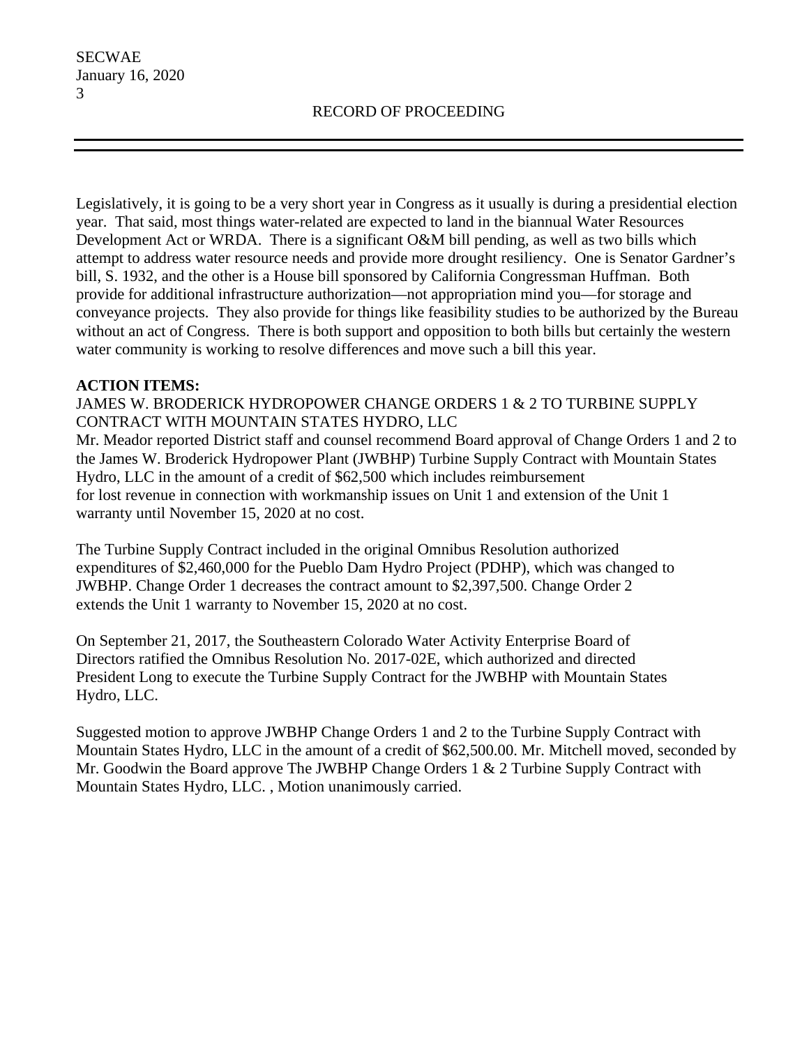Legislatively, it is going to be a very short year in Congress as it usually is during a presidential election year. That said, most things water-related are expected to land in the biannual Water Resources Development Act or WRDA. There is a significant O&M bill pending, as well as two bills which attempt to address water resource needs and provide more drought resiliency. One is Senator Gardner's bill, S. 1932, and the other is a House bill sponsored by California Congressman Huffman. Both provide for additional infrastructure authorization—not appropriation mind you—for storage and conveyance projects. They also provide for things like feasibility studies to be authorized by the Bureau without an act of Congress. There is both support and opposition to both bills but certainly the western water community is working to resolve differences and move such a bill this year.

**ACTION ITEMS:**

JAMES W. BRODERICK HYDROPOWER CHANGE ORDERS 1 & 2 TO TURBINE SUPPLY CONTRACT WITH MOUNTAIN STATES HYDRO, LLC

Mr. Meador reported District staff and counsel recommend Board approval of Change Orders 1 and 2 to the James W. Broderick Hydropower Plant (JWBHP) Turbine Supply Contract with Mountain States Hydro, LLC in the amount of a credit of $62,500 which includes reimbursement for lost revenue in connection with workmanship issues on Unit 1 and extension of the Unit 1 warranty until November 15, 2020 at no cost.

The Turbine Supply Contract included in the original Omnibus Resolution authorized expenditures of $2,460,000 for the Pueblo Dam Hydro Project (PDHP), which was changed to JWBHP. Change Order 1 decreases the contract amount to $2,397,500. Change Order 2 extends the Unit 1 warranty to November 15, 2020 at no cost.

On September 21, 2017, the Southeastern Colorado Water Activity Enterprise Board of Directors ratified the Omnibus Resolution No. 2017-02E, which authorized and directed President Long to execute the Turbine Supply Contract for the JWBHP with Mountain States Hydro, LLC.

Suggested motion to approve JWBHP Change Orders 1 and 2 to the Turbine Supply Contract with Mountain States Hydro, LLC in the amount of a credit of $62,500.00. Mr. Mitchell moved, seconded by Mr. Goodwin the Board approve The JWBHP Change Orders 1 & 2 Turbine Supply Contract with Mountain States Hydro, LLC. , Motion unanimously carried.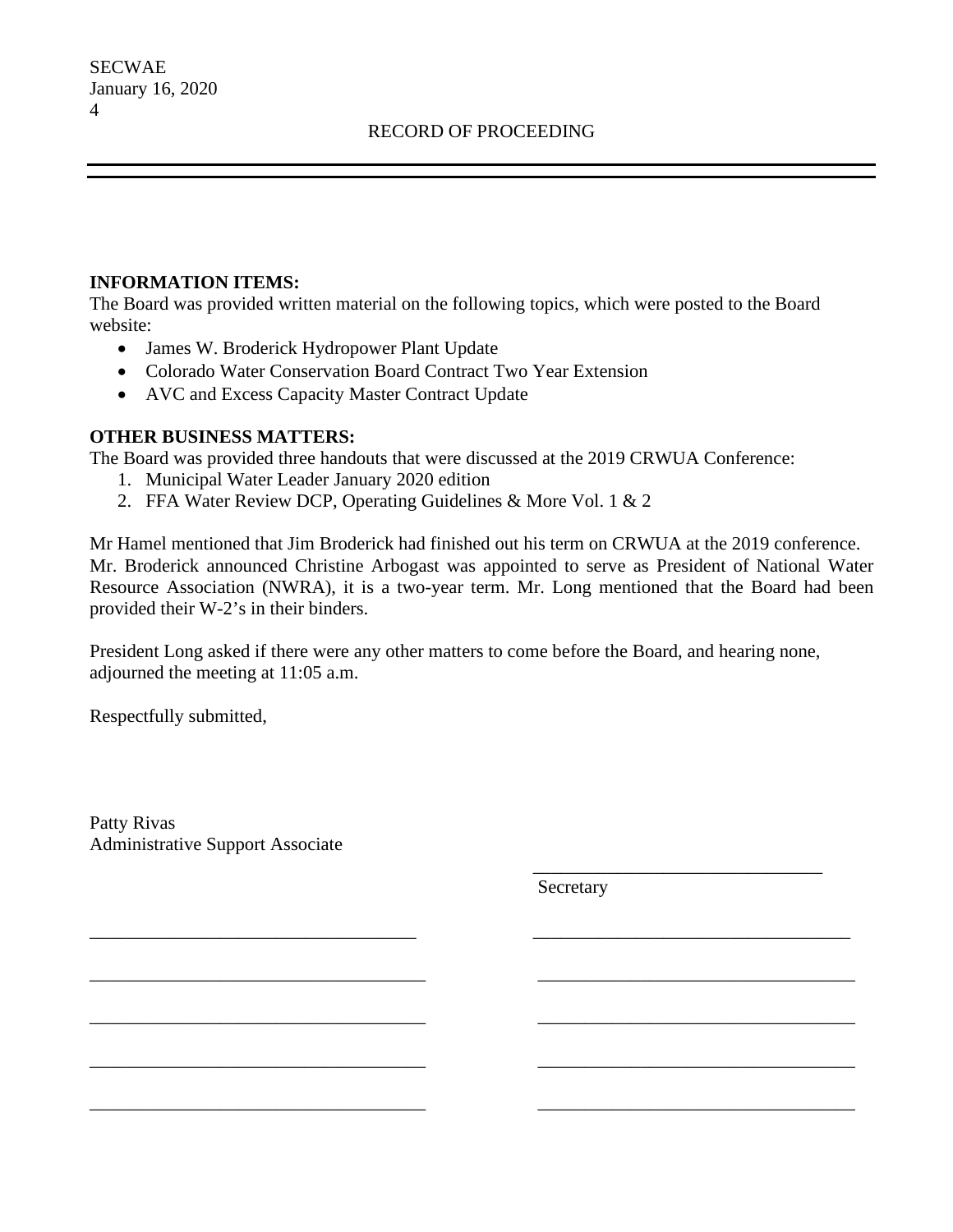RECORD OF PROCEEDING

**INFORMATION ITEMS:**
The Board was provided written material on the following topics, which were posted to the Board website:

- James W. Broderick Hydropower Plant Update
- Colorado Water Conservation Board Contract Two Year Extension
- AVC and Excess Capacity Master Contract Update

**OTHER BUSINESS MATTERS:**
The Board was provided three handouts that were discussed at the 2019 CRWUA Conference:

1. Municipal Water Leader January 2020 edition
2. FFA Water Review DCP, Operating Guidelines & More Vol. 1 & 2

Mr Hamel mentioned that Jim Broderick had finished out his term on CRWUA at the 2019 conference. Mr. Broderick announced Christine Arbogast was appointed to serve as President of National Water Resource Association (NWRA), it is a two-year term. Mr. Long mentioned that the Board had been provided their W-2's in their binders.

President Long asked if there were any other matters to come before the Board, and hearing none, adjourned the meeting at 11:05 a.m.

Respectfully submitted,

Patty Rivas
Administrative Support Associate

\_\_\_\_\_\_\_\_\_\_\_\_\_\_\_\_\_\_\_\_\_\_\_\_\_\_\_\_\_\_
Secretary

\_\_\_\_\_\_\_\_\_\_\_\_\_\_\_\_\_\_\_\_\_\_\_\_\_\_\_\_\_\_ \_\_\_\_\_\_\_\_\_\_\_\_\_\_\_\_\_\_\_\_\_\_\_\_\_\_\_\_\_\_

\_\_\_\_\_\_\_\_\_\_\_\_\_\_\_\_\_\_\_\_\_\_\_\_\_\_\_\_\_\_ \_\_\_\_\_\_\_\_\_\_\_\_\_\_\_\_\_\_\_\_\_\_\_\_\_\_\_\_\_\_

\_\_\_\_\_\_\_\_\_\_\_\_\_\_\_\_\_\_\_\_\_\_\_\_\_\_\_\_\_\_ \_\_\_\_\_\_\_\_\_\_\_\_\_\_\_\_\_\_\_\_\_\_\_\_\_\_\_\_\_\_

\_\_\_\_\_\_\_\_\_\_\_\_\_\_\_\_\_\_\_\_\_\_\_\_\_\_\_\_\_\_ \_\_\_\_\_\_\_\_\_\_\_\_\_\_\_\_\_\_\_\_\_\_\_\_\_\_\_\_\_\_

\_\_\_\_\_\_\_\_\_\_\_\_\_\_\_\_\_\_\_\_\_\_\_\_\_\_\_\_\_\_ \_\_\_\_\_\_\_\_\_\_\_\_\_\_\_\_\_\_\_\_\_\_\_\_\_\_\_\_\_\_